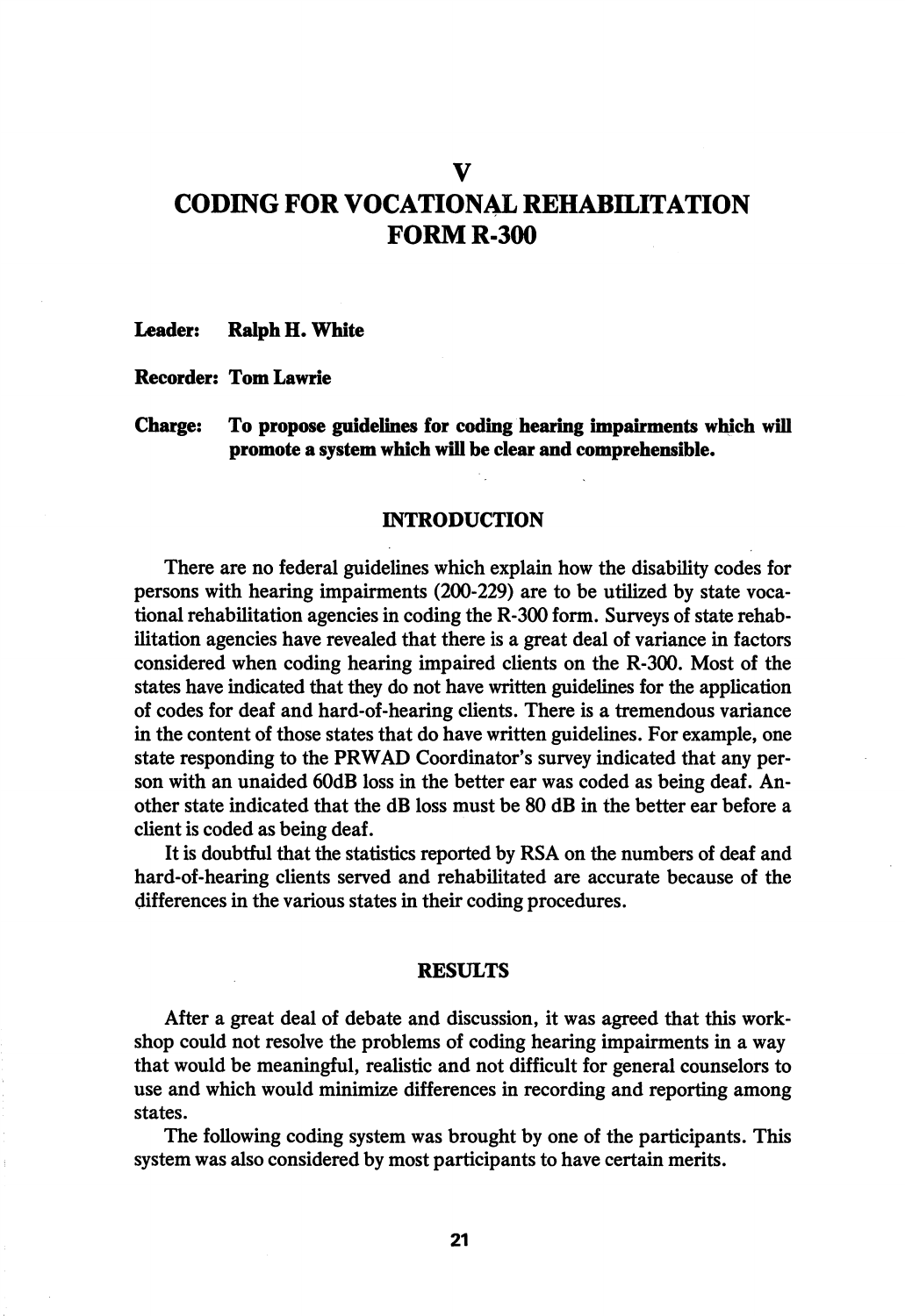# V
# CODING FOR VOCATIONAL REHABILITATION FORM R-300

**Leader:** **Ralph H. White**

**Recorder:** **Tom Lawrie**

**Charge:** **To propose guidelines for coding hearing impairments which will promote a system which will be clear and comprehensible.**

## INTRODUCTION

There are no federal guidelines which explain how the disability codes for persons with hearing impairments (200-229) are to be utilized by state vocational rehabilitation agencies in coding the R-300 form. Surveys of state rehabilitation agencies have revealed that there is a great deal of variance in factors considered when coding hearing impaired clients on the R-300. Most of the states have indicated that they do not have written guidelines for the application of codes for deaf and hard-of-hearing clients. There is a tremendous variance in the content of those states that do have written guidelines. For example, one state responding to the PRWAD Coordinator's survey indicated that any person with an unaided 60dB loss in the better ear was coded as being deaf. Another state indicated that the dB loss must be 80 dB in the better ear before a client is coded as being deaf.

It is doubtful that the statistics reported by RSA on the numbers of deaf and hard-of-hearing clients served and rehabilitated are accurate because of the differences in the various states in their coding procedures.

## RESULTS

After a great deal of debate and discussion, it was agreed that this workshop could not resolve the problems of coding hearing impairments in a way that would be meaningful, realistic and not difficult for general counselors to use and which would minimize differences in recording and reporting among states.

The following coding system was brought by one of the participants. This system was also considered by most participants to have certain merits.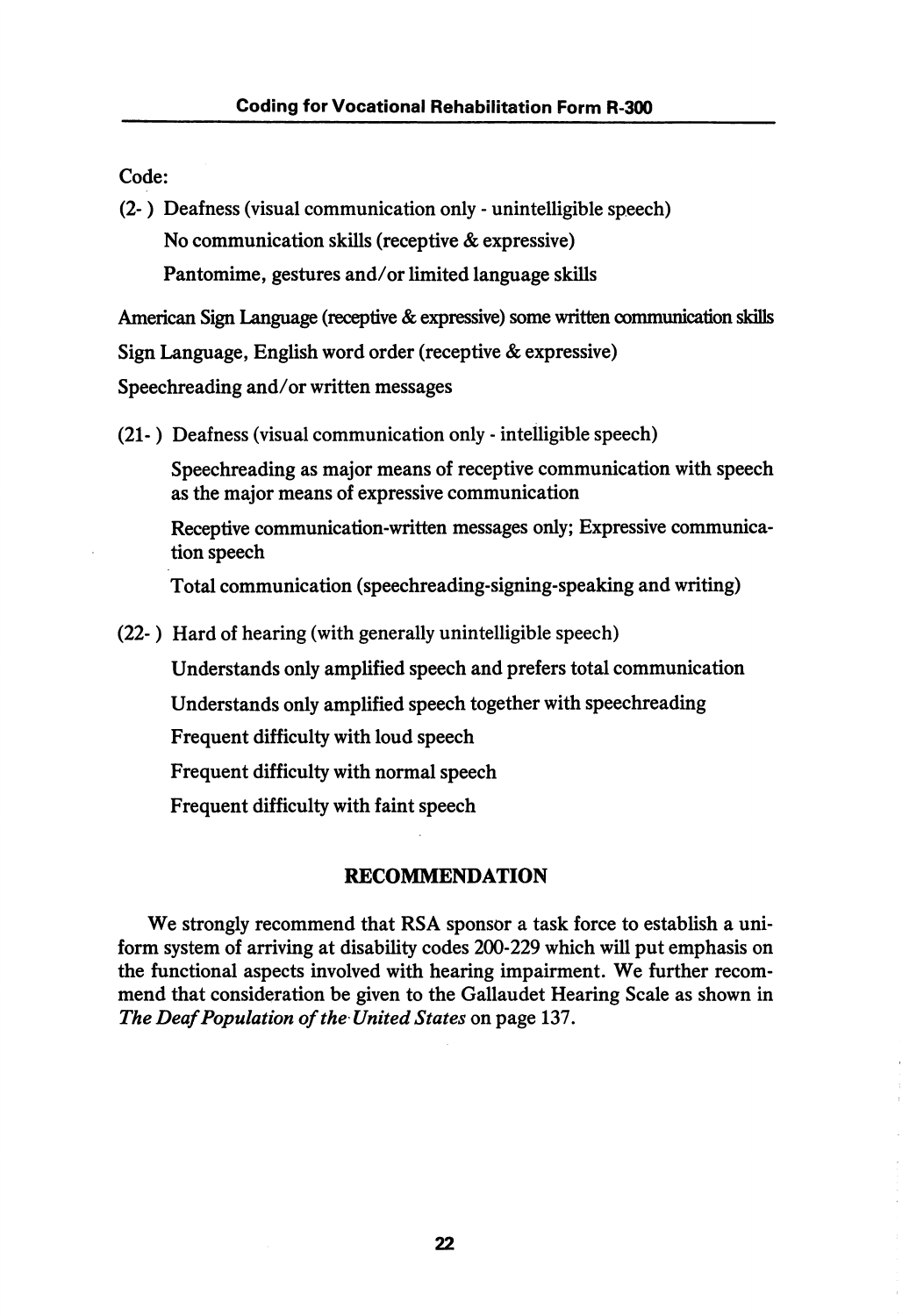Code:

(2- ) Deafness (visual communication only - unintelligible speech)

No communication skills (receptive & expressive)

Pantomime, gestures and/or limited language skills

American Sign Language (receptive & expressive) some written communication skills

Sign Language, English word order (receptive & expressive)

Speechreading and/or written messages

(21- ) Deafness (visual communication only - intelligible speech)

Speechreading as major means of receptive communication with speech as the major means of expressive communication

Receptive communication-written messages only; Expressive communication speech

Total communication (speechreading-signing-speaking and writing)

(22- ) Hard of hearing (with generally unintelligible speech)

Understands only amplified speech and prefers total communication

Understands only amplified speech together with speechreading

Frequent difficulty with loud speech

Frequent difficulty with normal speech

Frequent difficulty with faint speech

## RECOMMENDATION

We strongly recommend that RSA sponsor a task force to establish a uniform system of arriving at disability codes 200-229 which will put emphasis on the functional aspects involved with hearing impairment. We further recommend that consideration be given to the Gallaudet Hearing Scale as shown in *The Deaf Population of the United States* on page 137.